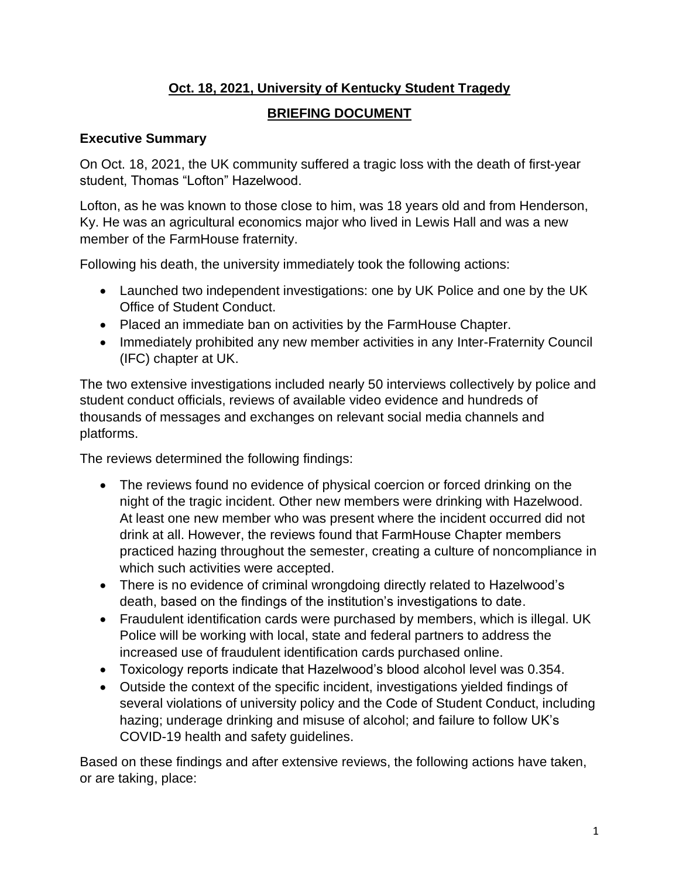# **Oct. 18, 2021, University of Kentucky Student Tragedy**

## **BRIEFING DOCUMENT**

### **Executive Summary**

On Oct. 18, 2021, the UK community suffered a tragic loss with the death of first-year student, Thomas "Lofton" Hazelwood.

Lofton, as he was known to those close to him, was 18 years old and from Henderson, Ky. He was an agricultural economics major who lived in Lewis Hall and was a new member of the FarmHouse fraternity.

Following his death, the university immediately took the following actions:

- Launched two independent investigations: one by UK Police and one by the UK Office of Student Conduct.
- Placed an immediate ban on activities by the FarmHouse Chapter.
- Immediately prohibited any new member activities in any Inter-Fraternity Council (IFC) chapter at UK.

The two extensive investigations included nearly 50 interviews collectively by police and student conduct officials, reviews of available video evidence and hundreds of thousands of messages and exchanges on relevant social media channels and platforms.

The reviews determined the following findings:

- The reviews found no evidence of physical coercion or forced drinking on the night of the tragic incident. Other new members were drinking with Hazelwood. At least one new member who was present where the incident occurred did not drink at all. However, the reviews found that FarmHouse Chapter members practiced hazing throughout the semester, creating a culture of noncompliance in which such activities were accepted.
- There is no evidence of criminal wrongdoing directly related to Hazelwood's death, based on the findings of the institution's investigations to date.
- Fraudulent identification cards were purchased by members, which is illegal. UK Police will be working with local, state and federal partners to address the increased use of fraudulent identification cards purchased online.
- Toxicology reports indicate that Hazelwood's blood alcohol level was 0.354.
- Outside the context of the specific incident, investigations yielded findings of several violations of university policy and the Code of Student Conduct, including hazing; underage drinking and misuse of alcohol; and failure to follow UK's COVID-19 health and safety guidelines.

Based on these findings and after extensive reviews, the following actions have taken, or are taking, place: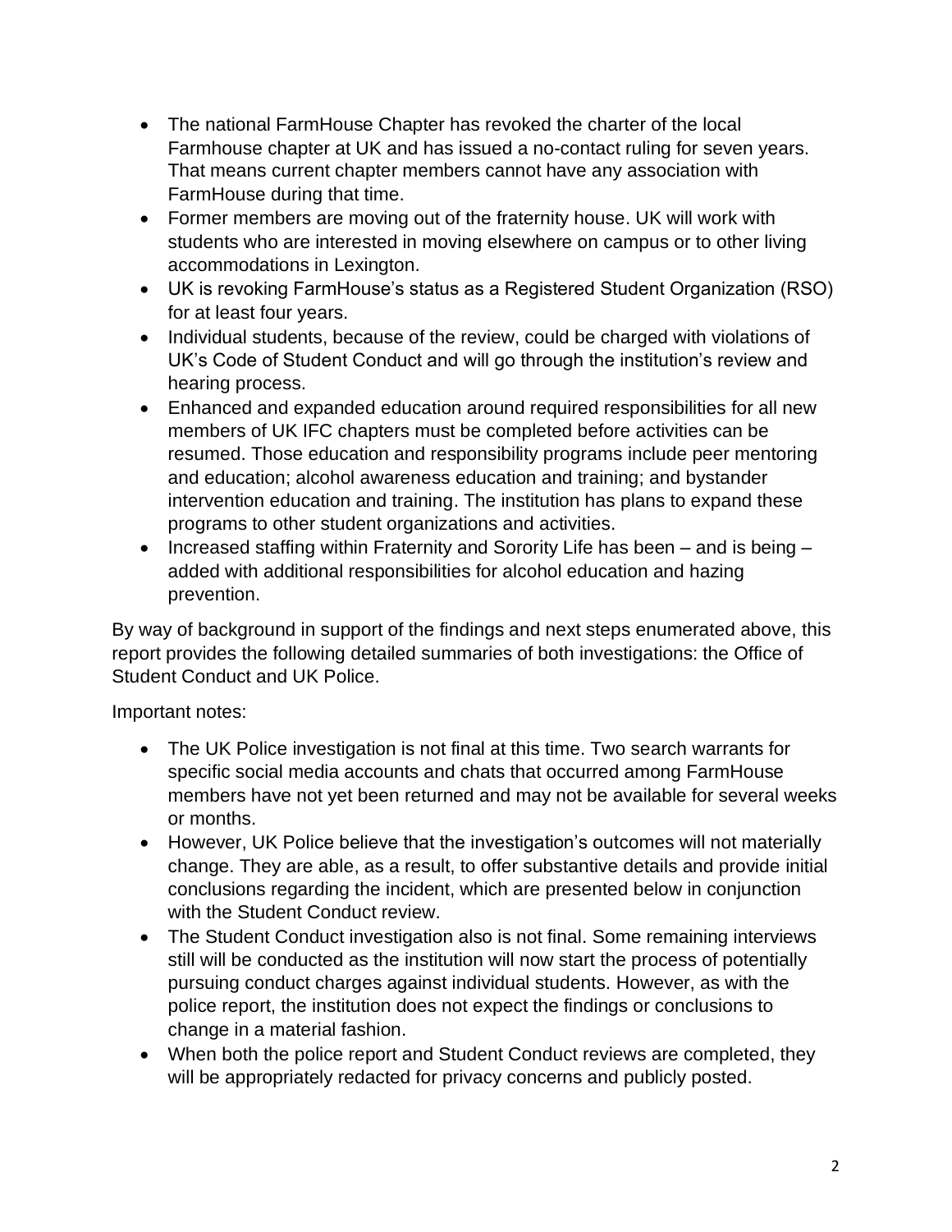- The national FarmHouse Chapter has revoked the charter of the local Farmhouse chapter at UK and has issued a no-contact ruling for seven years. That means current chapter members cannot have any association with FarmHouse during that time.
- Former members are moving out of the fraternity house. UK will work with students who are interested in moving elsewhere on campus or to other living accommodations in Lexington.
- UK is revoking FarmHouse's status as a Registered Student Organization (RSO) for at least four years.
- Individual students, because of the review, could be charged with violations of UK's Code of Student Conduct and will go through the institution's review and hearing process.
- Enhanced and expanded education around required responsibilities for all new members of UK IFC chapters must be completed before activities can be resumed. Those education and responsibility programs include peer mentoring and education; alcohol awareness education and training; and bystander intervention education and training. The institution has plans to expand these programs to other student organizations and activities.
- Increased staffing within Fraternity and Sorority Life has been – and is being – added with additional responsibilities for alcohol education and hazing prevention.

By way of background in support of the findings and next steps enumerated above, this report provides the following detailed summaries of both investigations: the Office of Student Conduct and UK Police.

Important notes:

- The UK Police investigation is not final at this time. Two search warrants for specific social media accounts and chats that occurred among FarmHouse members have not yet been returned and may not be available for several weeks or months.
- However, UK Police believe that the investigation's outcomes will not materially change. They are able, as a result, to offer substantive details and provide initial conclusions regarding the incident, which are presented below in conjunction with the Student Conduct review.
- The Student Conduct investigation also is not final. Some remaining interviews still will be conducted as the institution will now start the process of potentially pursuing conduct charges against individual students. However, as with the police report, the institution does not expect the findings or conclusions to change in a material fashion.
- When both the police report and Student Conduct reviews are completed, they will be appropriately redacted for privacy concerns and publicly posted.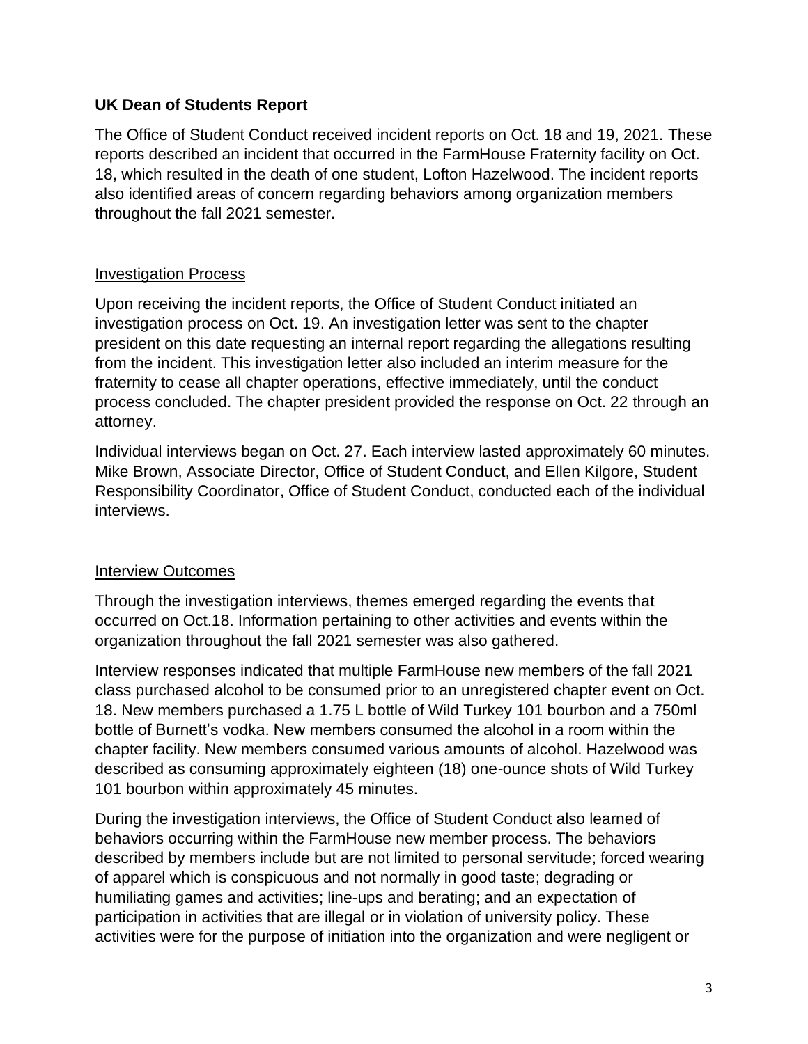## UK Dean of Students Report

The Office of Student Conduct received incident reports on Oct. 18 and 19, 2021. These reports described an incident that occurred in the FarmHouse Fraternity facility on Oct. 18, which resulted in the death of one student, Lofton Hazelwood. The incident reports also identified areas of concern regarding behaviors among organization members throughout the fall 2021 semester.

### Investigation Process

Upon receiving the incident reports, the Office of Student Conduct initiated an investigation process on Oct. 19. An investigation letter was sent to the chapter president on this date requesting an internal report regarding the allegations resulting from the incident. This investigation letter also included an interim measure for the fraternity to cease all chapter operations, effective immediately, until the conduct process concluded. The chapter president provided the response on Oct. 22 through an attorney.

Individual interviews began on Oct. 27. Each interview lasted approximately 60 minutes. Mike Brown, Associate Director, Office of Student Conduct, and Ellen Kilgore, Student Responsibility Coordinator, Office of Student Conduct, conducted each of the individual interviews.

### Interview Outcomes

Through the investigation interviews, themes emerged regarding the events that occurred on Oct.18. Information pertaining to other activities and events within the organization throughout the fall 2021 semester was also gathered.

Interview responses indicated that multiple FarmHouse new members of the fall 2021 class purchased alcohol to be consumed prior to an unregistered chapter event on Oct. 18. New members purchased a 1.75 L bottle of Wild Turkey 101 bourbon and a 750ml bottle of Burnett's vodka. New members consumed the alcohol in a room within the chapter facility. New members consumed various amounts of alcohol. Hazelwood was described as consuming approximately eighteen (18) one-ounce shots of Wild Turkey 101 bourbon within approximately 45 minutes.

During the investigation interviews, the Office of Student Conduct also learned of behaviors occurring within the FarmHouse new member process. The behaviors described by members include but are not limited to personal servitude; forced wearing of apparel which is conspicuous and not normally in good taste; degrading or humiliating games and activities; line-ups and berating; and an expectation of participation in activities that are illegal or in violation of university policy. These activities were for the purpose of initiation into the organization and were negligent or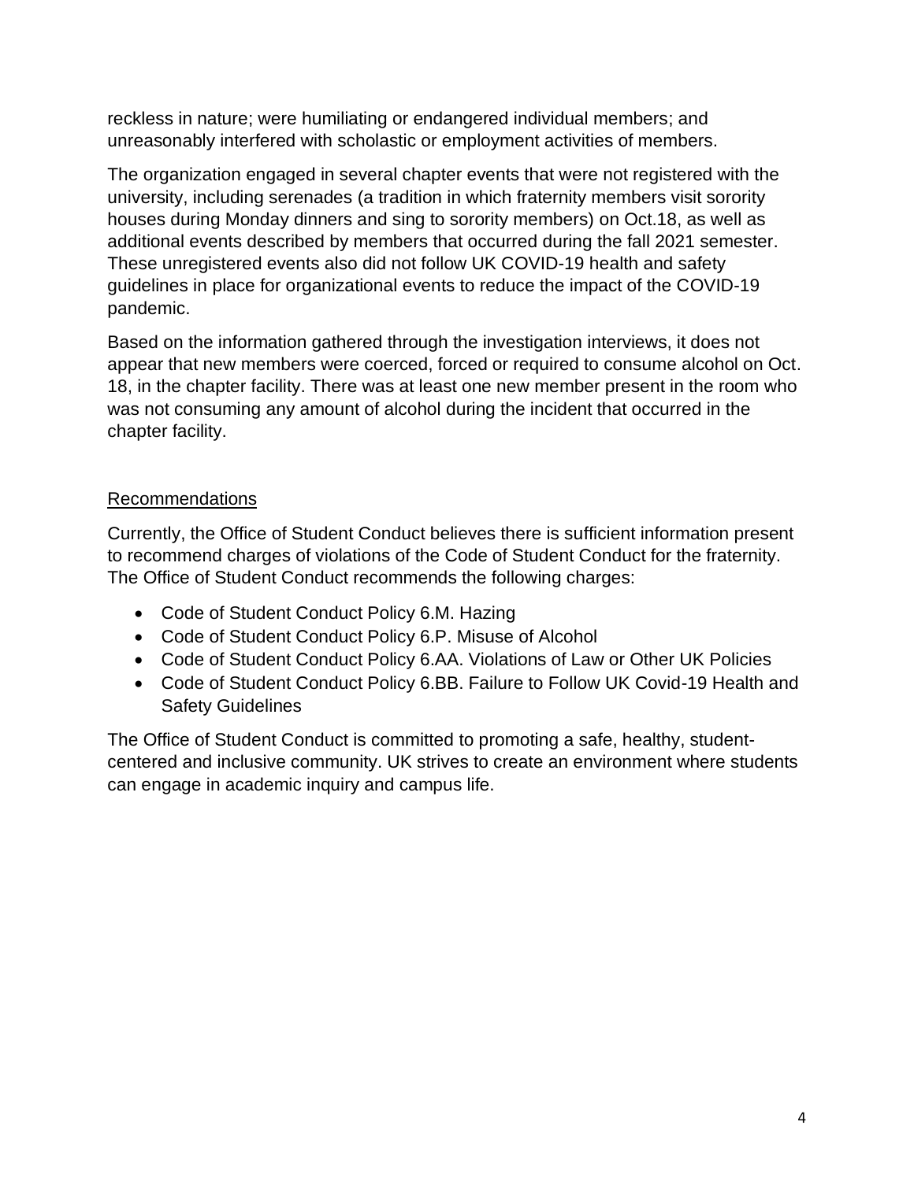reckless in nature; were humiliating or endangered individual members; and unreasonably interfered with scholastic or employment activities of members.

The organization engaged in several chapter events that were not registered with the university, including serenades (a tradition in which fraternity members visit sorority houses during Monday dinners and sing to sorority members) on Oct.18, as well as additional events described by members that occurred during the fall 2021 semester. These unregistered events also did not follow UK COVID-19 health and safety guidelines in place for organizational events to reduce the impact of the COVID-19 pandemic.

Based on the information gathered through the investigation interviews, it does not appear that new members were coerced, forced or required to consume alcohol on Oct. 18, in the chapter facility. There was at least one new member present in the room who was not consuming any amount of alcohol during the incident that occurred in the chapter facility.

## Recommendations

Currently, the Office of Student Conduct believes there is sufficient information present to recommend charges of violations of the Code of Student Conduct for the fraternity. The Office of Student Conduct recommends the following charges:

- Code of Student Conduct Policy 6.M. Hazing
- Code of Student Conduct Policy 6.P. Misuse of Alcohol
- Code of Student Conduct Policy 6.AA. Violations of Law or Other UK Policies
- Code of Student Conduct Policy 6.BB. Failure to Follow UK Covid-19 Health and Safety Guidelines

The Office of Student Conduct is committed to promoting a safe, healthy, student-centered and inclusive community. UK strives to create an environment where students can engage in academic inquiry and campus life.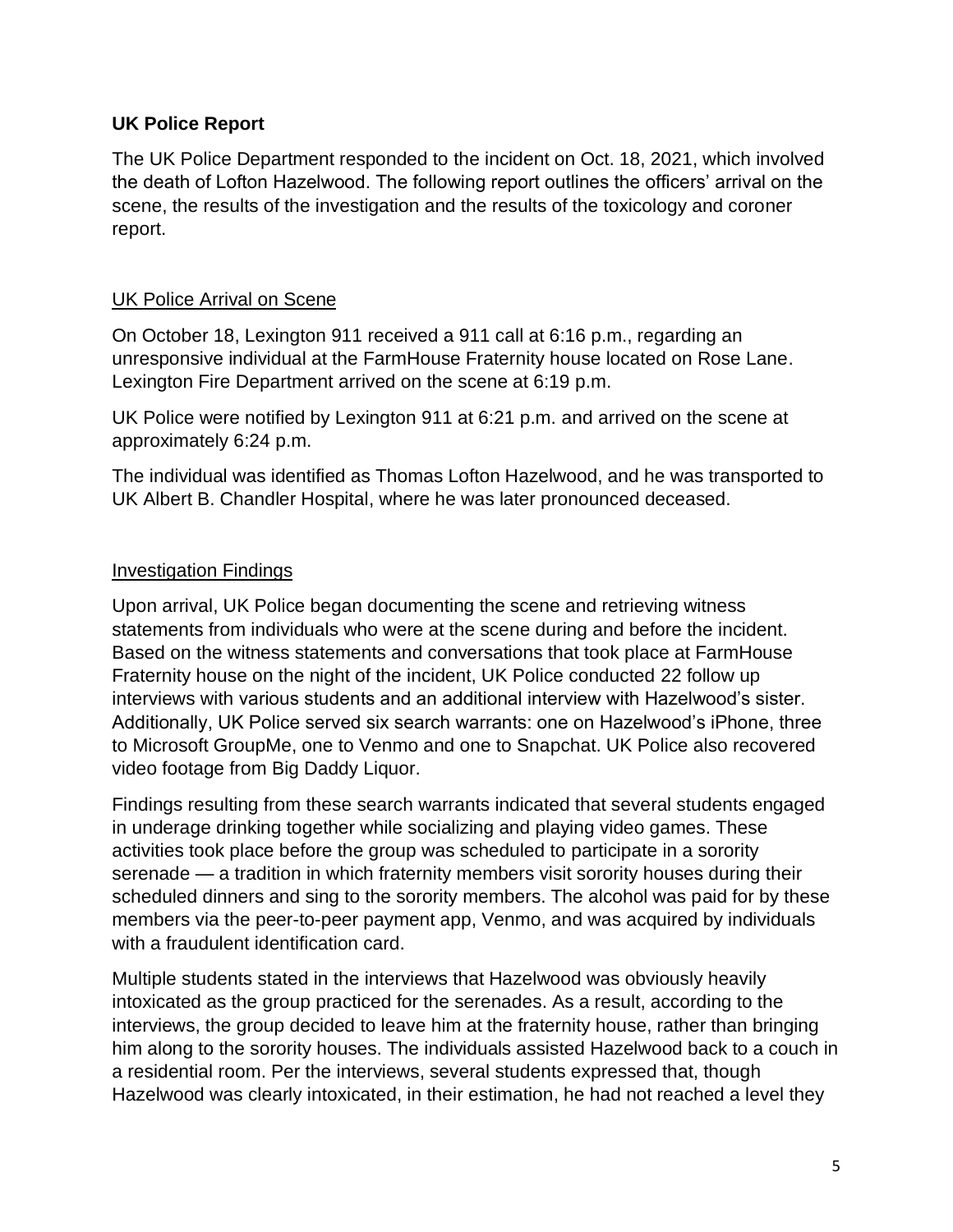**UK Police Report**

The UK Police Department responded to the incident on Oct. 18, 2021, which involved the death of Lofton Hazelwood. The following report outlines the officers' arrival on the scene, the results of the investigation and the results of the toxicology and coroner report.

<u>UK Police Arrival on Scene</u>

On October 18, Lexington 911 received a 911 call at 6:16 p.m., regarding an unresponsive individual at the FarmHouse Fraternity house located on Rose Lane. Lexington Fire Department arrived on the scene at 6:19 p.m.

UK Police were notified by Lexington 911 at 6:21 p.m. and arrived on the scene at approximately 6:24 p.m.

The individual was identified as Thomas Lofton Hazelwood, and he was transported to UK Albert B. Chandler Hospital, where he was later pronounced deceased.

<u>Investigation Findings</u>

Upon arrival, UK Police began documenting the scene and retrieving witness statements from individuals who were at the scene during and before the incident. Based on the witness statements and conversations that took place at FarmHouse Fraternity house on the night of the incident, UK Police conducted 22 follow up interviews with various students and an additional interview with Hazelwood's sister. Additionally, UK Police served six search warrants: one on Hazelwood's iPhone, three to Microsoft GroupMe, one to Venmo and one to Snapchat. UK Police also recovered video footage from Big Daddy Liquor.

Findings resulting from these search warrants indicated that several students engaged in underage drinking together while socializing and playing video games. These activities took place before the group was scheduled to participate in a sorority serenade — a tradition in which fraternity members visit sorority houses during their scheduled dinners and sing to the sorority members. The alcohol was paid for by these members via the peer-to-peer payment app, Venmo, and was acquired by individuals with a fraudulent identification card.

Multiple students stated in the interviews that Hazelwood was obviously heavily intoxicated as the group practiced for the serenades. As a result, according to the interviews, the group decided to leave him at the fraternity house, rather than bringing him along to the sorority houses. The individuals assisted Hazelwood back to a couch in a residential room. Per the interviews, several students expressed that, though Hazelwood was clearly intoxicated, in their estimation, he had not reached a level they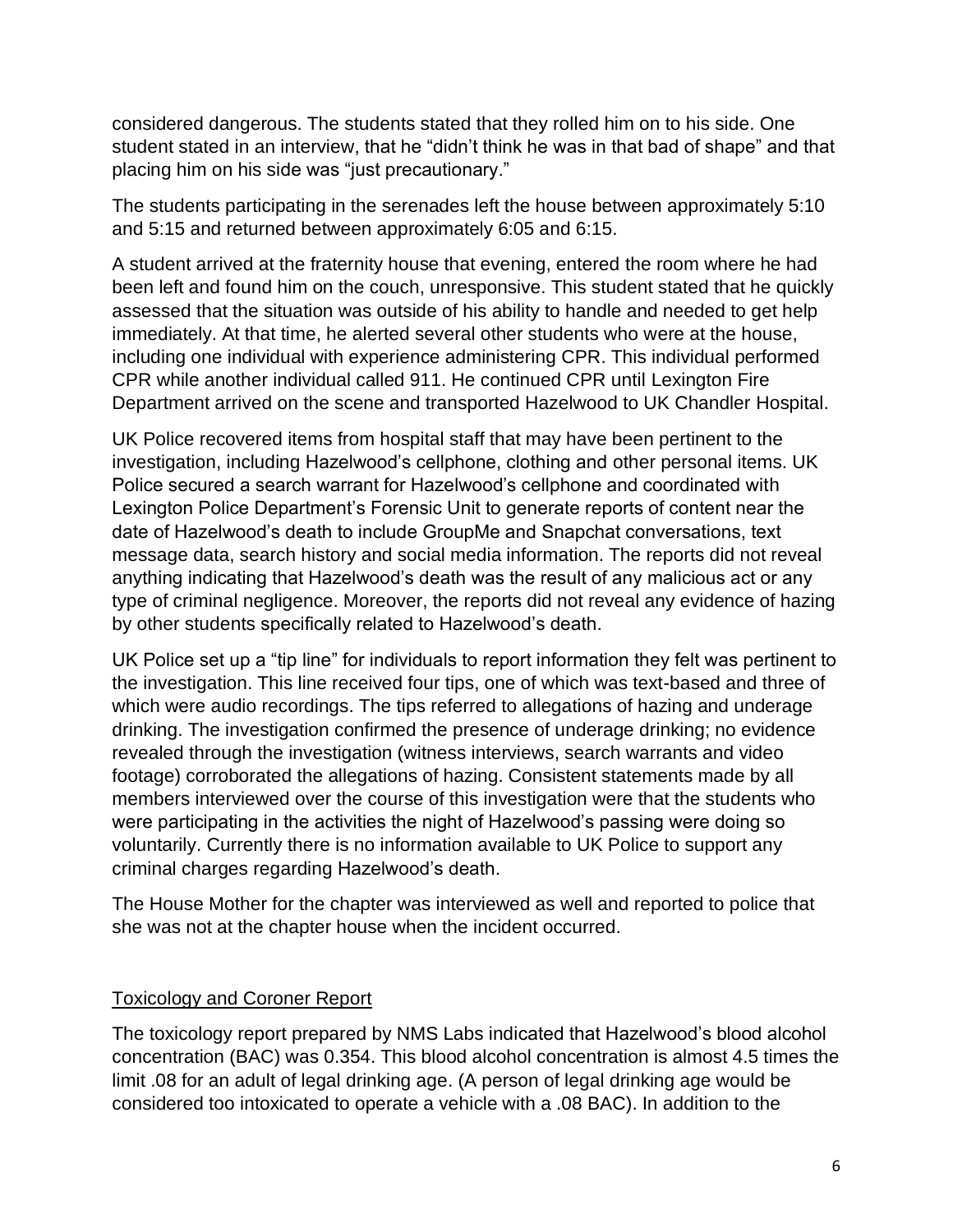considered dangerous. The students stated that they rolled him on to his side. One student stated in an interview, that he "didn't think he was in that bad of shape" and that placing him on his side was "just precautionary."

The students participating in the serenades left the house between approximately 5:10 and 5:15 and returned between approximately 6:05 and 6:15.

A student arrived at the fraternity house that evening, entered the room where he had been left and found him on the couch, unresponsive. This student stated that he quickly assessed that the situation was outside of his ability to handle and needed to get help immediately. At that time, he alerted several other students who were at the house, including one individual with experience administering CPR. This individual performed CPR while another individual called 911. He continued CPR until Lexington Fire Department arrived on the scene and transported Hazelwood to UK Chandler Hospital.

UK Police recovered items from hospital staff that may have been pertinent to the investigation, including Hazelwood's cellphone, clothing and other personal items. UK Police secured a search warrant for Hazelwood's cellphone and coordinated with Lexington Police Department's Forensic Unit to generate reports of content near the date of Hazelwood's death to include GroupMe and Snapchat conversations, text message data, search history and social media information. The reports did not reveal anything indicating that Hazelwood's death was the result of any malicious act or any type of criminal negligence. Moreover, the reports did not reveal any evidence of hazing by other students specifically related to Hazelwood's death.

UK Police set up a "tip line" for individuals to report information they felt was pertinent to the investigation. This line received four tips, one of which was text-based and three of which were audio recordings. The tips referred to allegations of hazing and underage drinking. The investigation confirmed the presence of underage drinking; no evidence revealed through the investigation (witness interviews, search warrants and video footage) corroborated the allegations of hazing. Consistent statements made by all members interviewed over the course of this investigation were that the students who were participating in the activities the night of Hazelwood's passing were doing so voluntarily. Currently there is no information available to UK Police to support any criminal charges regarding Hazelwood's death.

The House Mother for the chapter was interviewed as well and reported to police that she was not at the chapter house when the incident occurred.

## Toxicology and Coroner Report

The toxicology report prepared by NMS Labs indicated that Hazelwood's blood alcohol concentration (BAC) was 0.354. This blood alcohol concentration is almost 4.5 times the limit .08 for an adult of legal drinking age. (A person of legal drinking age would be considered too intoxicated to operate a vehicle with a .08 BAC). In addition to the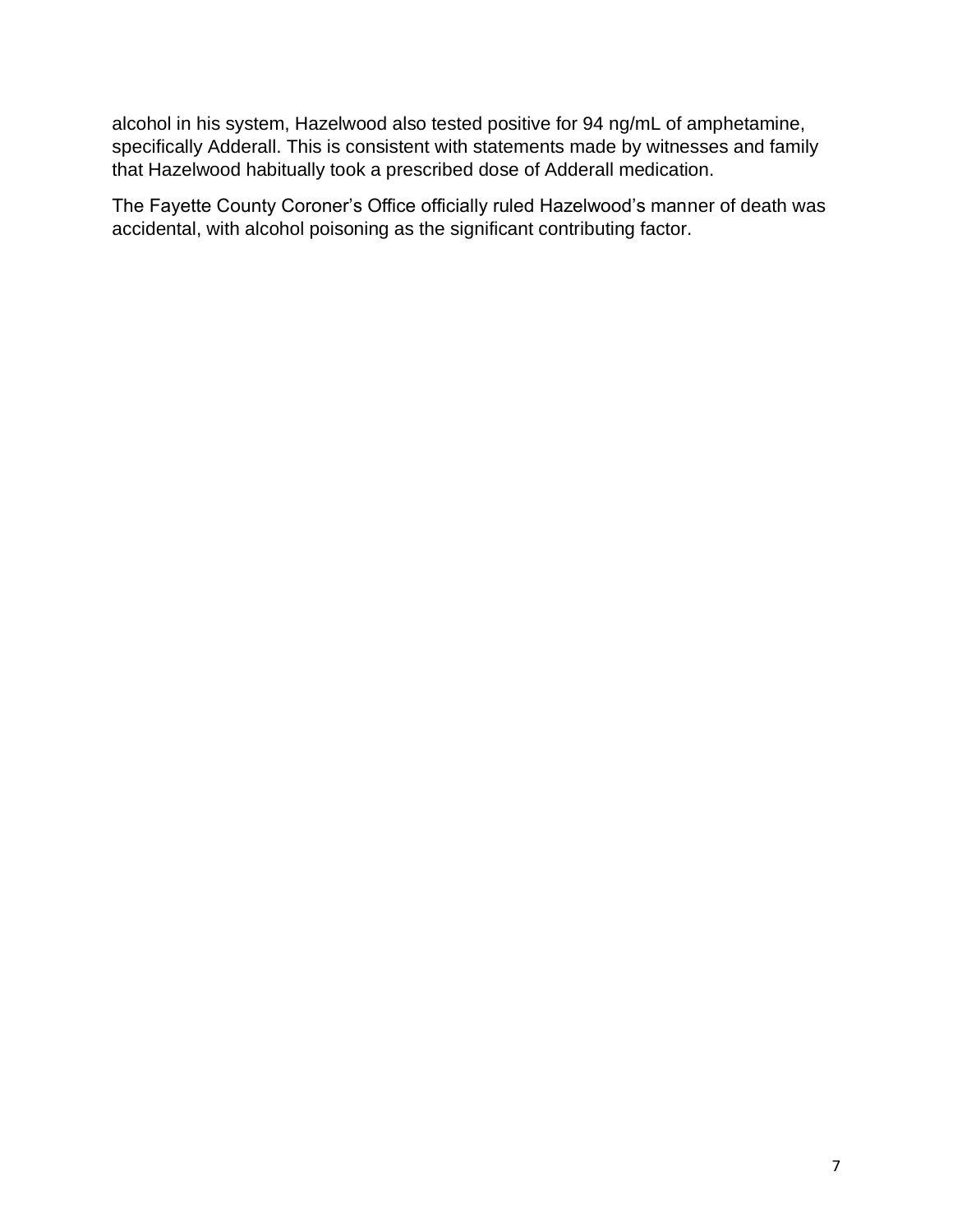alcohol in his system, Hazelwood also tested positive for 94 ng/mL of amphetamine, specifically Adderall. This is consistent with statements made by witnesses and family that Hazelwood habitually took a prescribed dose of Adderall medication.

The Fayette County Coroner's Office officially ruled Hazelwood's manner of death was accidental, with alcohol poisoning as the significant contributing factor.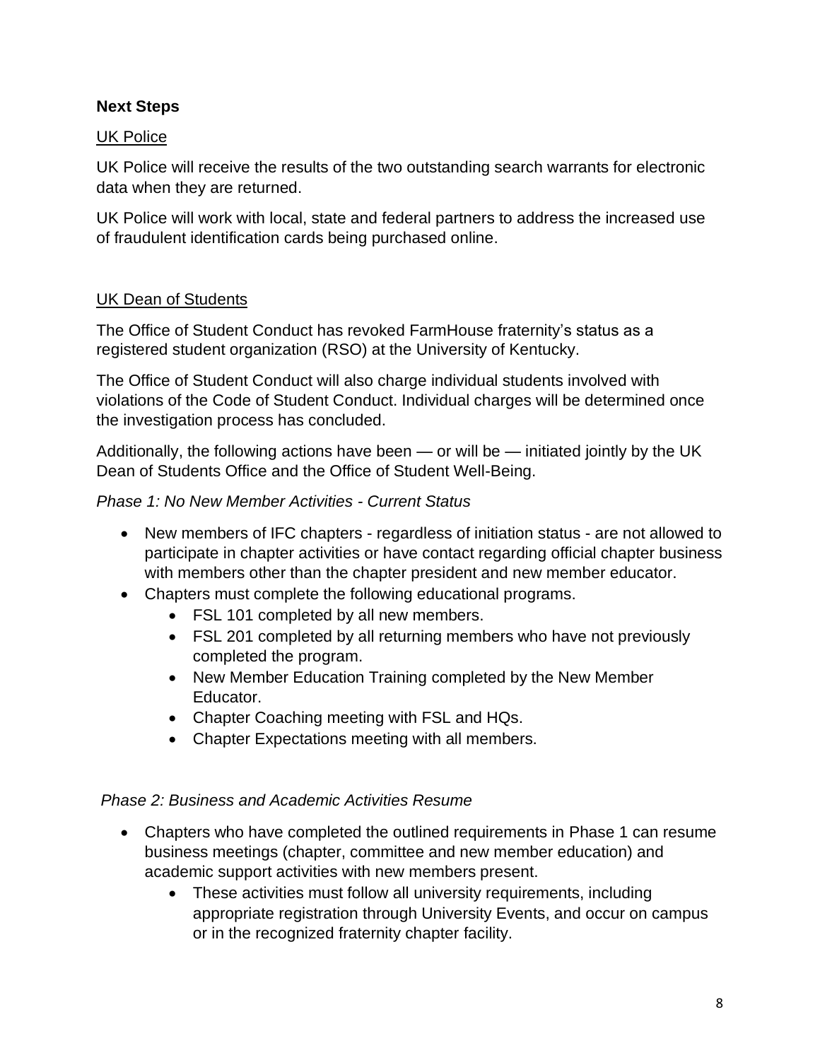**Next Steps**

UK Police

UK Police will receive the results of the two outstanding search warrants for electronic data when they are returned.

UK Police will work with local, state and federal partners to address the increased use of fraudulent identification cards being purchased online.

UK Dean of Students

The Office of Student Conduct has revoked FarmHouse fraternity's status as a registered student organization (RSO) at the University of Kentucky.

The Office of Student Conduct will also charge individual students involved with violations of the Code of Student Conduct. Individual charges will be determined once the investigation process has concluded.

Additionally, the following actions have been — or will be — initiated jointly by the UK Dean of Students Office and the Office of Student Well-Being.

*Phase 1: No New Member Activities - Current Status*

- New members of IFC chapters - regardless of initiation status - are not allowed to participate in chapter activities or have contact regarding official chapter business with members other than the chapter president and new member educator.
- Chapters must complete the following educational programs.
  - FSL 101 completed by all new members.
  - FSL 201 completed by all returning members who have not previously completed the program.
  - New Member Education Training completed by the New Member Educator.
  - Chapter Coaching meeting with FSL and HQs.
  - Chapter Expectations meeting with all members.

*Phase 2: Business and Academic Activities Resume*

- Chapters who have completed the outlined requirements in Phase 1 can resume business meetings (chapter, committee and new member education) and academic support activities with new members present.
  - These activities must follow all university requirements, including appropriate registration through University Events, and occur on campus or in the recognized fraternity chapter facility.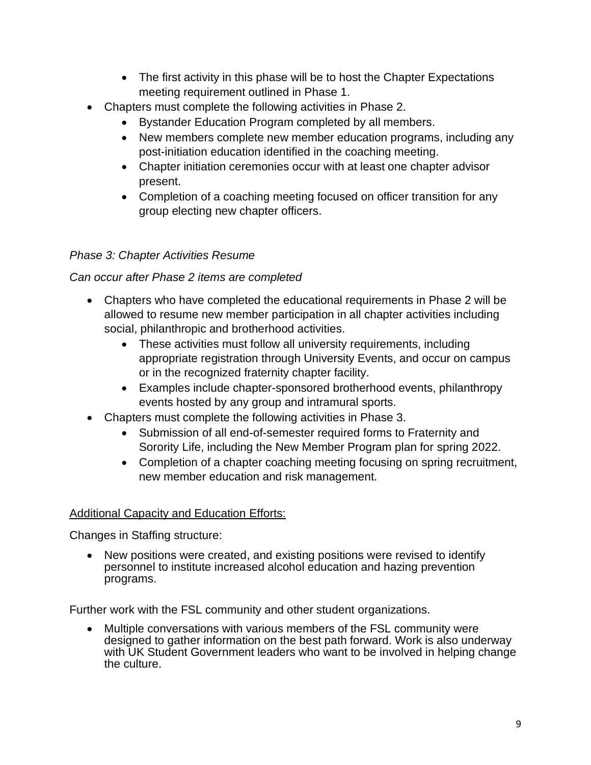- The first activity in this phase will be to host the Chapter Expectations meeting requirement outlined in Phase 1.
- Chapters must complete the following activities in Phase 2.
    - Bystander Education Program completed by all members.
    - New members complete new member education programs, including any post-initiation education identified in the coaching meeting.
    - Chapter initiation ceremonies occur with at least one chapter advisor present.
    - Completion of a coaching meeting focused on officer transition for any group electing new chapter officers.

*Phase 3: Chapter Activities Resume*

*Can occur after Phase 2 items are completed*

- Chapters who have completed the educational requirements in Phase 2 will be allowed to resume new member participation in all chapter activities including social, philanthropic and brotherhood activities.
    - These activities must follow all university requirements, including appropriate registration through University Events, and occur on campus or in the recognized fraternity chapter facility.
    - Examples include chapter-sponsored brotherhood events, philanthropy events hosted by any group and intramural sports.
- Chapters must complete the following activities in Phase 3.
    - Submission of all end-of-semester required forms to Fraternity and Sorority Life, including the New Member Program plan for spring 2022.
    - Completion of a chapter coaching meeting focusing on spring recruitment, new member education and risk management.

<u>Additional Capacity and Education Efforts:</u>

Changes in Staffing structure:

- New positions were created, and existing positions were revised to identify personnel to institute increased alcohol education and hazing prevention programs.

Further work with the FSL community and other student organizations.

- Multiple conversations with various members of the FSL community were designed to gather information on the best path forward. Work is also underway with UK Student Government leaders who want to be involved in helping change the culture.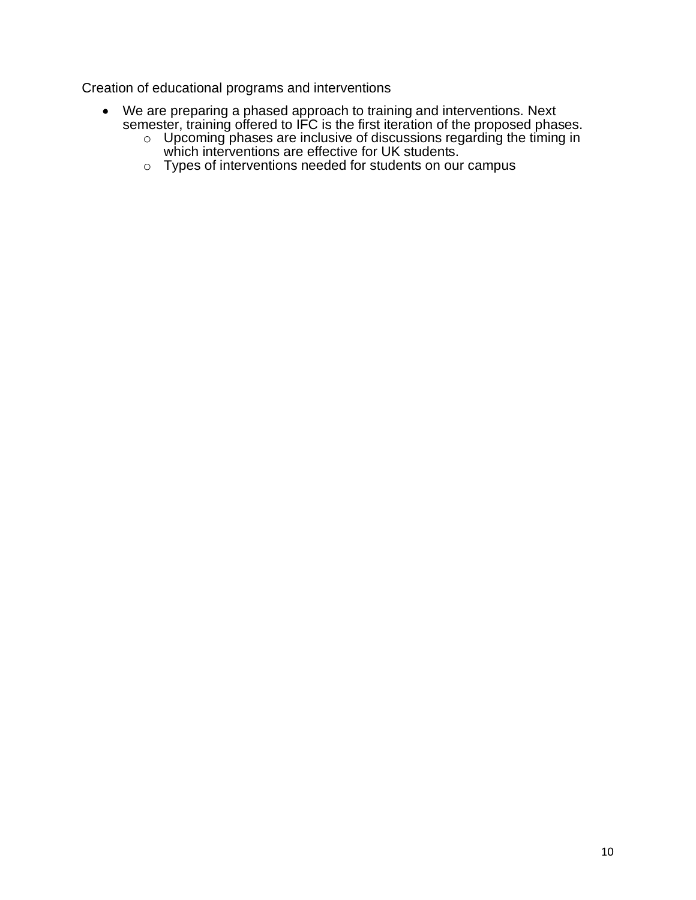Creation of educational programs and interventions

- We are preparing a phased approach to training and interventions. Next semester, training offered to IFC is the first iteration of the proposed phases.
    - Upcoming phases are inclusive of discussions regarding the timing in which interventions are effective for UK students.
    - Types of interventions needed for students on our campus